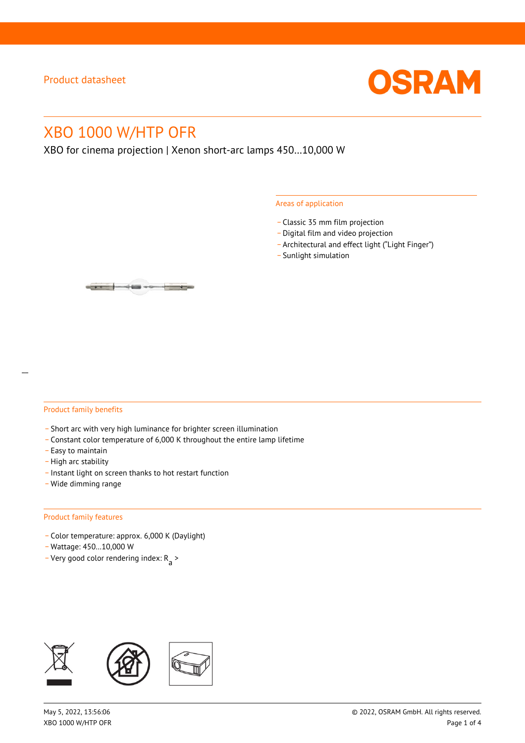Product datasheet

# XBO 1000 W/HTP OFR

XBO for cinema projection | Xenon short-arc lamps 450…10,000 W

## Areas of application

- Classic 35 mm film projection
- Digital film and video projection
- Architectural and effect light (“Light Finger”)
- Sunlight simulation

## Product family benefits

- Short arc with very high luminance for brighter screen illumination
- Constant color temperature of 6,000 K throughout the entire lamp lifetime
- Easy to maintain
- High arc stability
- Instant light on screen thanks to hot restart function
- Wide dimming range

## Product family features

- Color temperature: approx. 6,000 K (Daylight)
- Wattage: 450…10,000 W
- Very good color rendering index: $R_a$ >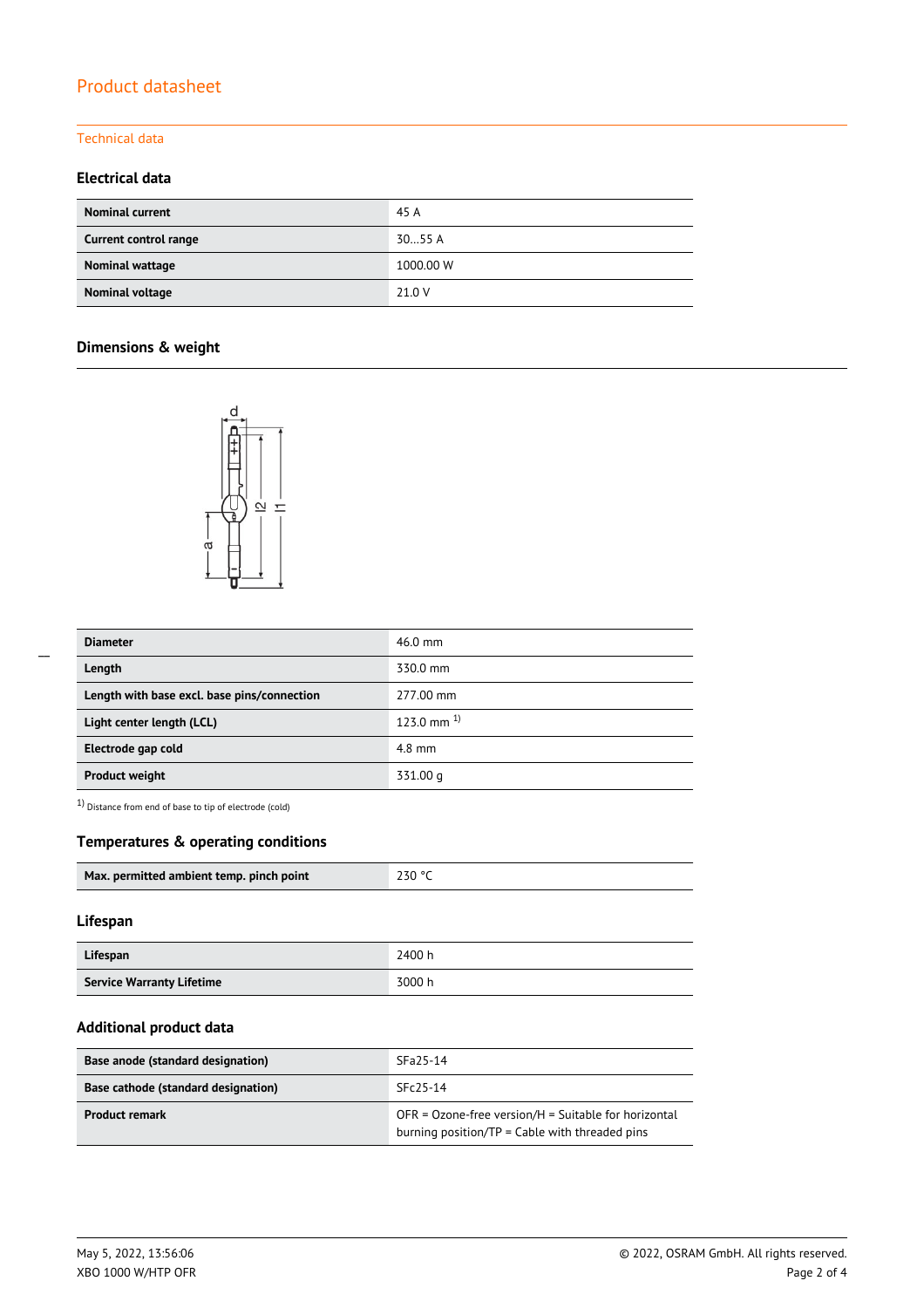# Product datasheet

## Technical data

### Electrical data

| | |
|---|---|
| **Nominal current** | 45 A |
| **Current control range** | 30…55 A |
| **Nominal wattage** | 1000.00 W |
| **Nominal voltage** | 21.0 V |

### Dimensions & weight

| | |
|---|---|
| **Diameter** | 46.0 mm |
| **Length** | 330.0 mm |
| **Length with base excl. base pins/connection** | 277.00 mm |
| **Light center length (LCL)** | 123.0 mm [1] |
| **Electrode gap cold** | 4.8 mm |
| **Product weight** | 331.00 g |

[1] Distance from end of base to tip of electrode (cold)

### Temperatures & operating conditions

| | |
|---|---|
| **Max. permitted ambient temp. pinch point** | 230 °C |

### Lifespan

| | |
|---|---|
| **Lifespan** | 2400 h |
| **Service Warranty Lifetime** | 3000 h |

### Additional product data

| | |
|---|---|
| **Base anode (standard designation)** | SFa25-14 |
| **Base cathode (standard designation)** | SFc25-14 |
| **Product remark** | OFR = Ozone-free version/H = Suitable for horizontal burning position/TP = Cable with threaded pins |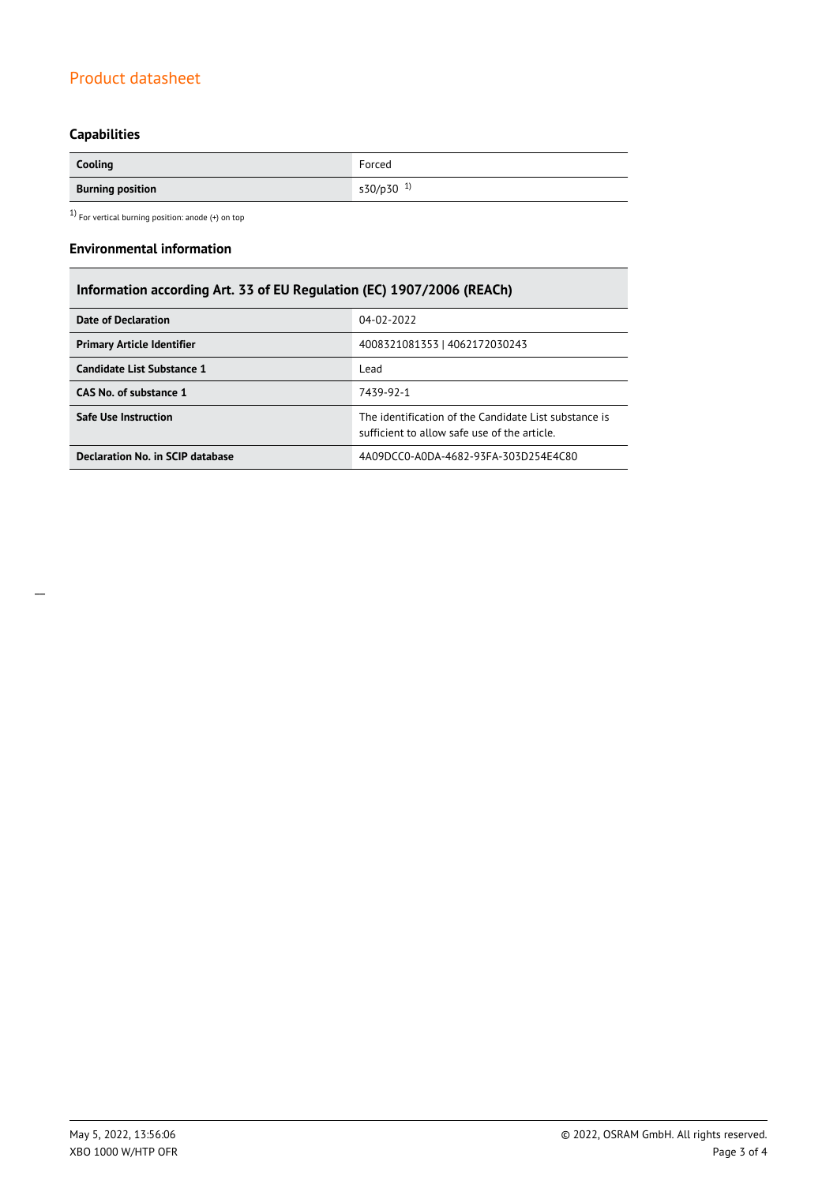## Capabilities

| | |
|---|---|
| **Cooling** | Forced |
| **Burning position** | s30/p30 [1] |

[1] For vertical burning position: anode (+) on top

## Environmental information

| Information according Art. 33 of EU Regulation (EC) 1907/2006 (REACh) | |
|---|---|
| **Date of Declaration** | 04-02-2022 |
| **Primary Article Identifier** | 4008321081353 \| 4062172030243 |
| **Candidate List Substance 1** | Lead |
| **CAS No. of substance 1** | 7439-92-1 |
| **Safe Use Instruction** | The identification of the Candidate List substance is sufficient to allow safe use of the article. |
| **Declaration No. in SCIP database** | 4A09DCC0-A0DA-4682-93FA-303D254E4C80 |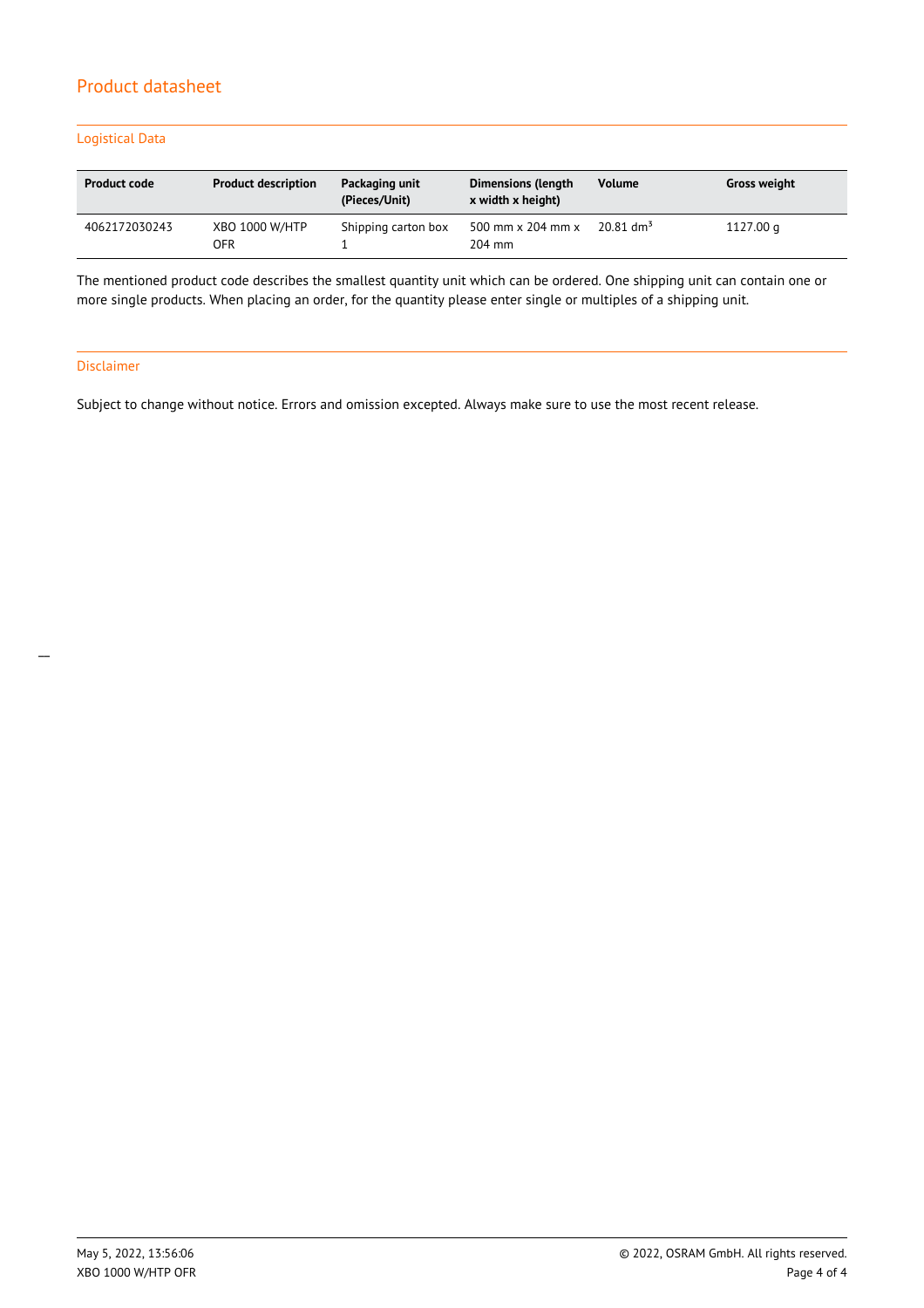## Logistical Data

| Product code | Product description | Packaging unit (Pieces/Unit) | Dimensions (length x width x height) | Volume | Gross weight |
|---|---|---|---|---|---|
| 4062172030243 | XBO 1000 W/HTP OFR | Shipping carton box 1 | 500 mm x 204 mm x 204 mm | 20.81 $dm^3$ | 1127.00 g |

The mentioned product code describes the smallest quantity unit which can be ordered. One shipping unit can contain one or more single products. When placing an order, for the quantity please enter single or multiples of a shipping unit.

## Disclaimer

Subject to change without notice. Errors and omission excepted. Always make sure to use the most recent release.